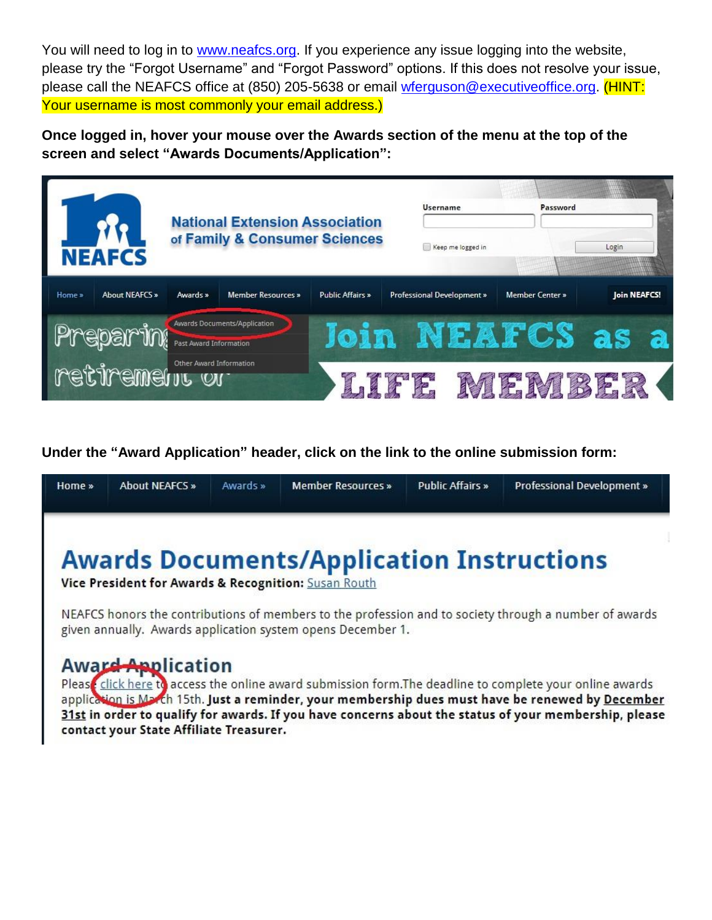You will need to log in to www.neafcs.org. If you experience any issue logging into the website, please try the "Forgot Username" and "Forgot Password" options. If this does not resolve your issue, please call the NEAFCS office at (850) 205-5638 or email wferguson@executiveoffice.org. (HINT: Your username is most commonly your email address.)

**Once logged in, hover your mouse over the Awards section of the menu at the top of the screen and select "Awards Documents/Application":**

**Under the "Award Application" header, click on the link to the online submission form:**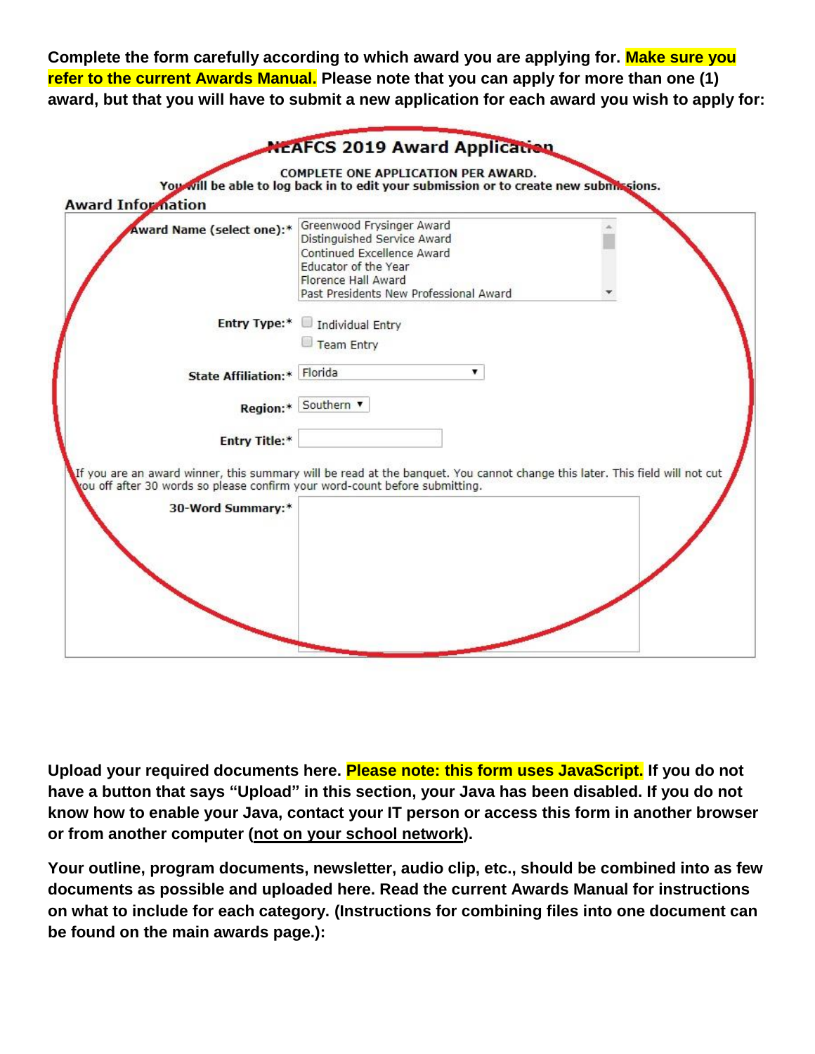**Complete the form carefully according to which award you are applying for. Make sure you refer to the current Awards Manual. Please note that you can apply for more than one (1) award, but that you will have to submit a new application for each award you wish to apply for:**

**NEAFCS 2019 Award Application**

COMPLETE ONE APPLICATION PER AWARD.
You will be able to log back in to edit your submission or to create new submissions.

**Award Information**

**Award Name (select one):*** 
- Greenwood Frysinger Award
- Distinguished Service Award
- Continued Excellence Award
- Educator of the Year
- Florence Hall Award
- Past Presidents New Professional Award

**Entry Type:*** 
- Individual Entry
- Team Entry

**State Affiliation:*** Florida

**Region:*** Southern

**Entry Title:***

If you are an award winner, this summary will be read at the banquet. You cannot change this later. This field will not cut you off after 30 words so please confirm your word-count before submitting.

**30-Word Summary:***

**Upload your required documents here. Please note: this form uses JavaScript. If you do not have a button that says "Upload" in this section, your Java has been disabled. If you do not know how to enable your Java, contact your IT person or access this form in another browser or from another computer (not on your school network).**

**Your outline, program documents, newsletter, audio clip, etc., should be combined into as few documents as possible and uploaded here. Read the current Awards Manual for instructions on what to include for each category. (Instructions for combining files into one document can be found on the main awards page.):**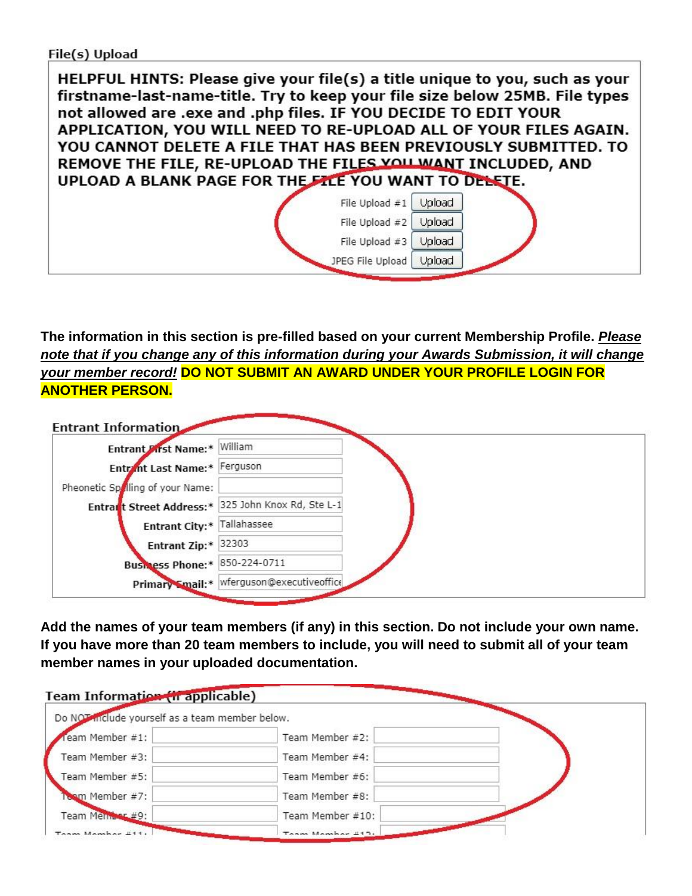File(s) Upload

**HELPFUL HINTS: Please give your file(s) a title unique to you, such as your firstname-last-name-title. Try to keep your file size below 25MB. File types not allowed are .exe and .php files. IF YOU DECIDE TO EDIT YOUR APPLICATION, YOU WILL NEED TO RE-UPLOAD ALL OF YOUR FILES AGAIN. YOU CANNOT DELETE A FILE THAT HAS BEEN PREVIOUSLY SUBMITTED. TO REMOVE THE FILE, RE-UPLOAD THE FILES YOU WANT INCLUDED, AND UPLOAD A BLANK PAGE FOR THE FILE YOU WANT TO DELETE.**

File Upload #1 [Upload]
File Upload #2 [Upload]
File Upload #3 [Upload]
JPEG File Upload [Upload]

**The information in this section is pre-filled based on your current Membership Profile. *Please note that if you change any of this information during your Awards Submission, it will change your member record!* DO NOT SUBMIT AN AWARD UNDER YOUR PROFILE LOGIN FOR ANOTHER PERSON.**

**Entrant Information**

| | |
|---|---|
| Entrant First Name:* | William |
| Entrant Last Name:* | Ferguson |
| Pheonetic Spelling of your Name: | |
| Entrant Street Address:* | 325 John Knox Rd, Ste L-1 |
| Entrant City:* | Tallahassee |
| Entrant Zip:* | 32303 |
| Business Phone:* | 850-224-0711 |
| Primary Email:* | wferguson@executiveoffice |

**Add the names of your team members (if any) in this section. Do not include your own name. If you have more than 20 team members to include, you will need to submit all of your team member names in your uploaded documentation.**

**Team Information (if applicable)**

Do NOT include yourself as a team member below.

| | | | |
|---|---|---|---|
| Team Member #1: | | Team Member #2: | |
| Team Member #3: | | Team Member #4: | |
| Team Member #5: | | Team Member #6: | |
| Team Member #7: | | Team Member #8: | |
| Team Member #9: | | Team Member #10: | |
| Team Member #11: | | Team Member #12: | |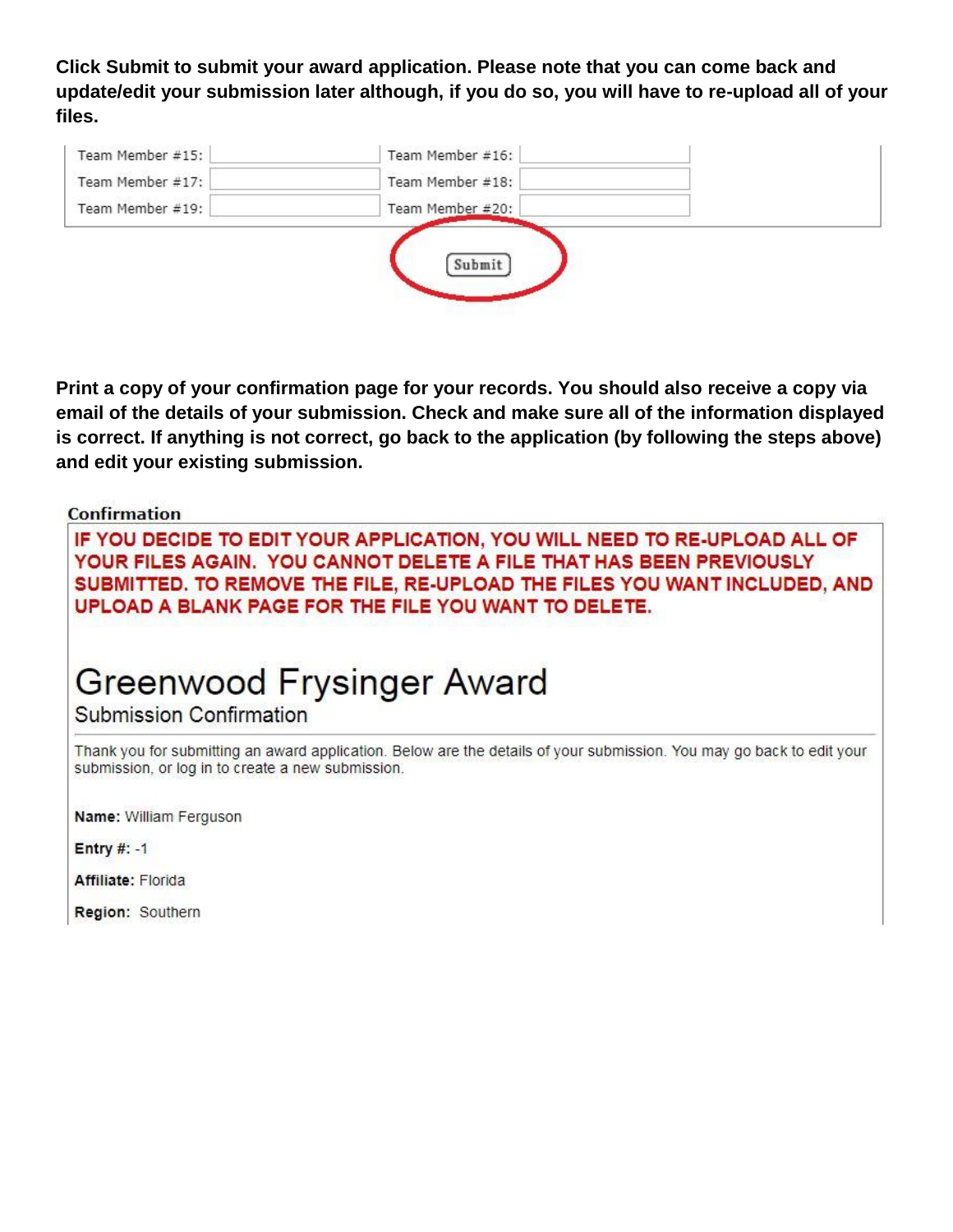**Click Submit to submit your award application. Please note that you can come back and update/edit your submission later although, if you do so, you will have to re-upload all of your files.**

| | | | |
|---|---|---|---|
| Team Member #15: | | Team Member #16: | |
| Team Member #17: | | Team Member #18: | |
| Team Member #19: | | Team Member #20: | |

Submit

**Print a copy of your confirmation page for your records. You should also receive a copy via email of the details of your submission. Check and make sure all of the information displayed is correct. If anything is not correct, go back to the application (by following the steps above) and edit your existing submission.**

**Confirmation**

**IF YOU DECIDE TO EDIT YOUR APPLICATION, YOU WILL NEED TO RE-UPLOAD ALL OF YOUR FILES AGAIN. YOU CANNOT DELETE A FILE THAT HAS BEEN PREVIOUSLY SUBMITTED. TO REMOVE THE FILE, RE-UPLOAD THE FILES YOU WANT INCLUDED, AND UPLOAD A BLANK PAGE FOR THE FILE YOU WANT TO DELETE.**

# Greenwood Frysinger Award

## Submission Confirmation

Thank you for submitting an award application. Below are the details of your submission. You may go back to edit your submission, or log in to create a new submission.

**Name:** William Ferguson

**Entry #:** -1

**Affiliate:** Florida

**Region:** Southern